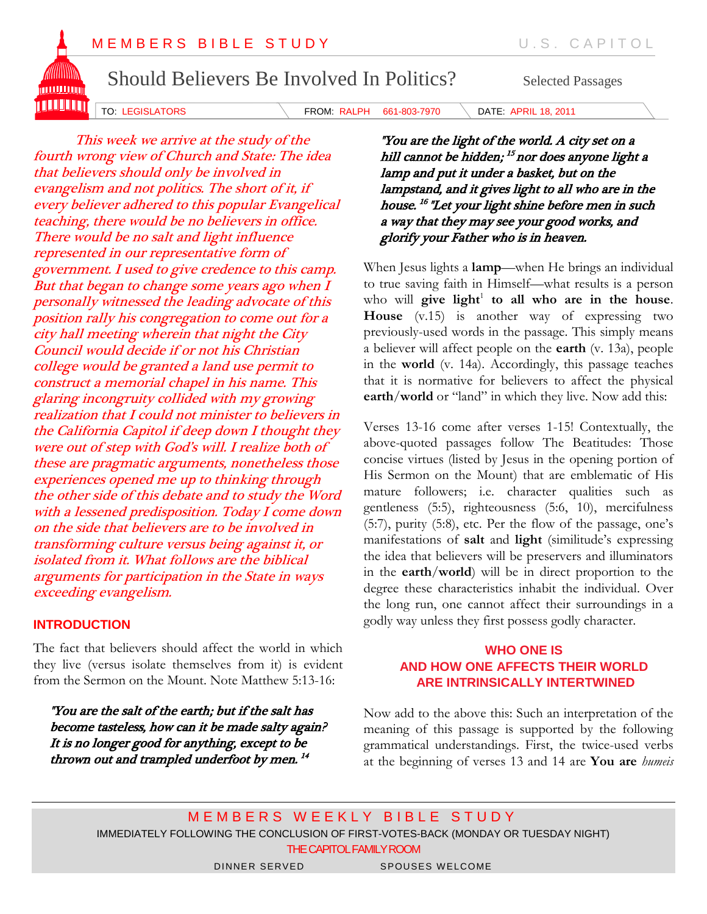MEMBERS BIBLE STUDY — U.S. CAPITOL

# Should Believers Be Involved In Politics?

Selected Passages

TO: LEGISLATORS | FROM: RALPH 661-803-7970 | DATE: APRIL 18, 2011

*This week we arrive at the study of the fourth wrong view of Church and State: The idea that believers should only be involved in evangelism and not politics. The short of it, if every believer adhered to this popular Evangelical teaching, there would be no believers in office. There would be no salt and light influence represented in our representative form of government. I used to give credence to this camp. But that began to change some years ago when I personally witnessed the leading advocate of this position rally his congregation to come out for a city hall meeting wherein that night the City Council would decide if or not his Christian college would be granted a land use permit to construct a memorial chapel in his name. This glaring incongruity collided with my growing realization that I could not minister to believers in the California Capitol if deep down I thought they were out of step with God's will. I realize both of these are pragmatic arguments, nonetheless those experiences opened me up to thinking through the other side of this debate and to study the Word with a lessened predisposition. Today I come down on the side that believers are to be involved in transforming culture versus being against it, or isolated from it. What follows are the biblical arguments for participation in the State in ways exceeding evangelism.*

## INTRODUCTION

The fact that believers should affect the world in which they live (versus isolate themselves from it) is evident from the Sermon on the Mount. Note Matthew 5:13-16:

> *"You are the salt of the earth; but if the salt has become tasteless, how can it be made salty again? It is no longer good for anything, except to be thrown out and trampled underfoot by men. [14] "You are the light of the world. A city set on a hill cannot be hidden; [15] nor does anyone light a lamp and put it under a basket, but on the lampstand, and it gives light to all who are in the house. [16] "Let your light shine before men in such a way that they may see your good works, and glorify your Father who is in heaven.*

When Jesus lights a **lamp**—when He brings an individual to true saving faith in Himself—what results is a person who will **give light**[1] **to all who are in the house**. **House** (v.15) is another way of expressing two previously-used words in the passage. This simply means a believer will affect people on the **earth** (v. 13a), people in the **world** (v. 14a). Accordingly, this passage teaches that it is normative for believers to affect the physical **earth/world** or "land" in which they live. Now add this:

Verses 13-16 come after verses 1-15! Contextually, the above-quoted passages follow The Beatitudes: Those concise virtues (listed by Jesus in the opening portion of His Sermon on the Mount) that are emblematic of His mature followers; i.e. character qualities such as gentleness (5:5), righteousness (5:6, 10), mercifulness (5:7), purity (5:8), etc. Per the flow of the passage, one's manifestations of **salt** and **light** (similitude's expressing the idea that believers will be preservers and illuminators in the **earth/world**) will be in direct proportion to the degree these characteristics inhabit the individual. Over the long run, one cannot affect their surroundings in a godly way unless they first possess godly character.

## WHO ONE IS AND HOW ONE AFFECTS THEIR WORLD ARE INTRINSICALLY INTERTWINED

Now add to the above this: Such an interpretation of the meaning of this passage is supported by the following grammatical understandings. First, the twice-used verbs at the beginning of verses 13 and 14 are **You are** *humeis*

MEMBERS WEEKLY BIBLE STUDY

IMMEDIATELY FOLLOWING THE CONCLUSION OF FIRST-VOTES-BACK (MONDAY OR TUESDAY NIGHT)

THE CAPITOL FAMILY ROOM

DINNER SERVED — SPOUSES WELCOME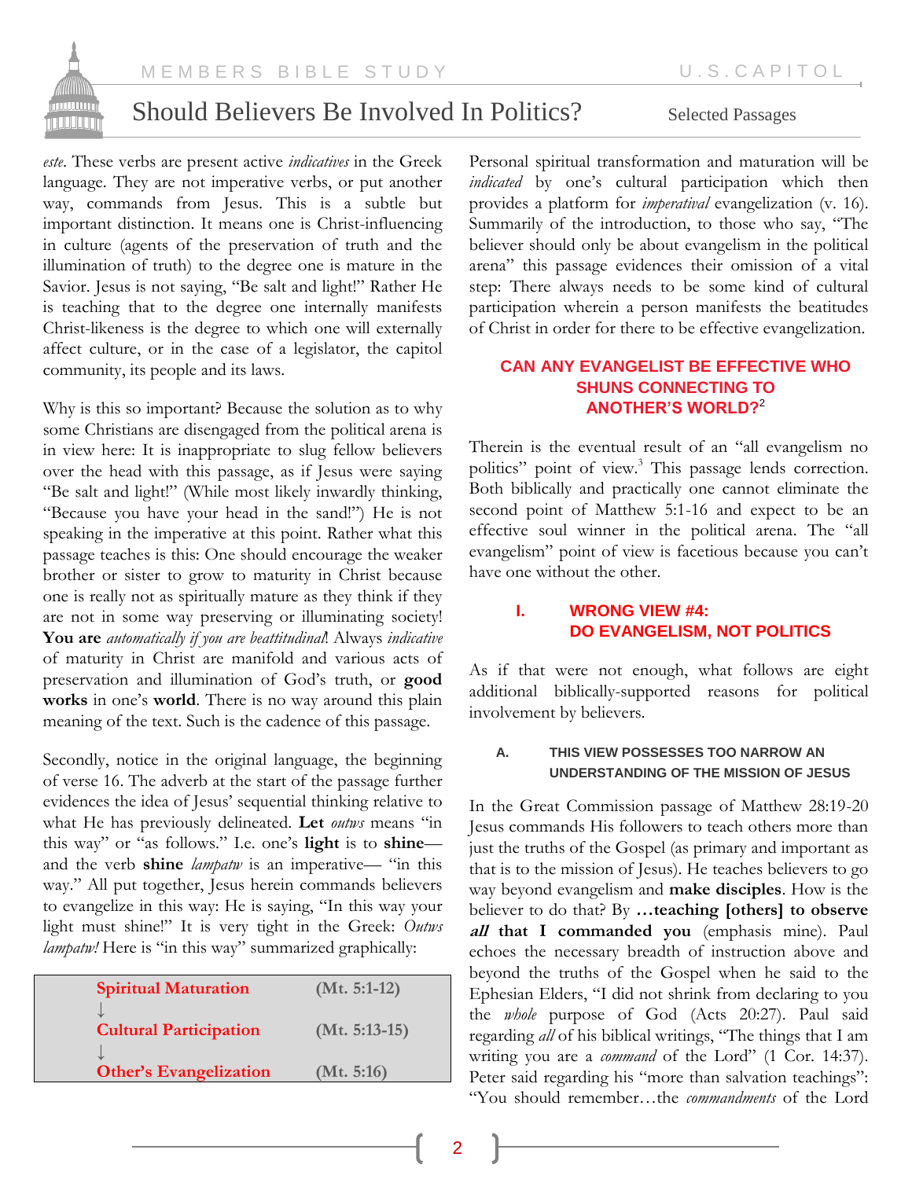*este*. These verbs are present active *indicatives* in the Greek language. They are not imperative verbs, or put another way, commands from Jesus. This is a subtle but important distinction. It means one is Christ-influencing in culture (agents of the preservation of truth and the illumination of truth) to the degree one is mature in the Savior. Jesus is not saying, "Be salt and light!" Rather He is teaching that to the degree one internally manifests Christ-likeness is the degree to which one will externally affect culture, or in the case of a legislator, the capitol community, its people and its laws.

Why is this so important? Because the solution as to why some Christians are disengaged from the political arena is in view here: It is inappropriate to slug fellow believers over the head with this passage, as if Jesus were saying "Be salt and light!" (While most likely inwardly thinking, "Because you have your head in the sand!") He is not speaking in the imperative at this point. Rather what this passage teaches is this: One should encourage the weaker brother or sister to grow to maturity in Christ because one is really not as spiritually mature as they think if they are not in some way preserving or illuminating society! **You are** *automatically if you are beattitudinal*! Always *indicative* of maturity in Christ are manifold and various acts of preservation and illumination of God's truth, or **good works** in one's **world**. There is no way around this plain meaning of the text. Such is the cadence of this passage.

Secondly, notice in the original language, the beginning of verse 16. The adverb at the start of the passage further evidences the idea of Jesus' sequential thinking relative to what He has previously delineated. **Let** *outws* means "in this way" or "as follows." I.e. one's **light** is to **shine**—and the verb **shine** *lampatw* is an imperative— "in this way." All put together, Jesus herein commands believers to evangelize in this way: He is saying, "In this way your light must shine!" It is very tight in the Greek: *Outws lampatw!* Here is "in this way" summarized graphically:

| | |
|---|---|
| **Spiritual Maturation** | **(Mt. 5:1-12)** |
| ↓ | |
| **Cultural Participation** | **(Mt. 5:13-15)** |
| ↓ | |
| **Other's Evangelization** | **(Mt. 5:16)** |

Personal spiritual transformation and maturation will be *indicated* by one's cultural participation which then provides a platform for *imperatival* evangelization (v. 16). Summarily of the introduction, to those who say, "The believer should only be about evangelism in the political arena" this passage evidences their omission of a vital step: There always needs to be some kind of cultural participation wherein a person manifests the beatitudes of Christ in order for there to be effective evangelization.

### CAN ANY EVANGELIST BE EFFECTIVE WHO SHUNS CONNECTING TO ANOTHER'S WORLD?[2]

Therein is the eventual result of an "all evangelism no politics" point of view.[3] This passage lends correction. Both biblically and practically one cannot eliminate the second point of Matthew 5:1-16 and expect to be an effective soul winner in the political arena. The "all evangelism" point of view is facetious because you can't have one without the other.

## I. WRONG VIEW #4: DO EVANGELISM, NOT POLITICS

As if that were not enough, what follows are eight additional biblically-supported reasons for political involvement by believers.

### A. THIS VIEW POSSESSES TOO NARROW AN UNDERSTANDING OF THE MISSION OF JESUS

In the Great Commission passage of Matthew 28:19-20 Jesus commands His followers to teach others more than just the truths of the Gospel (as primary and important as that is to the mission of Jesus). He teaches believers to go way beyond evangelism and **make disciples**. How is the believer to do that? By **…teaching [others] to observe** ***all*** **that I commanded you** (emphasis mine). Paul echoes the necessary breadth of instruction above and beyond the truths of the Gospel when he said to the Ephesian Elders, "I did not shrink from declaring to you the *whole* purpose of God (Acts 20:27). Paul said regarding *all* of his biblical writings, "The things that I am writing you are a *command* of the Lord" (1 Cor. 14:37). Peter said regarding his "more than salvation teachings": "You should remember…the *commandments* of the Lord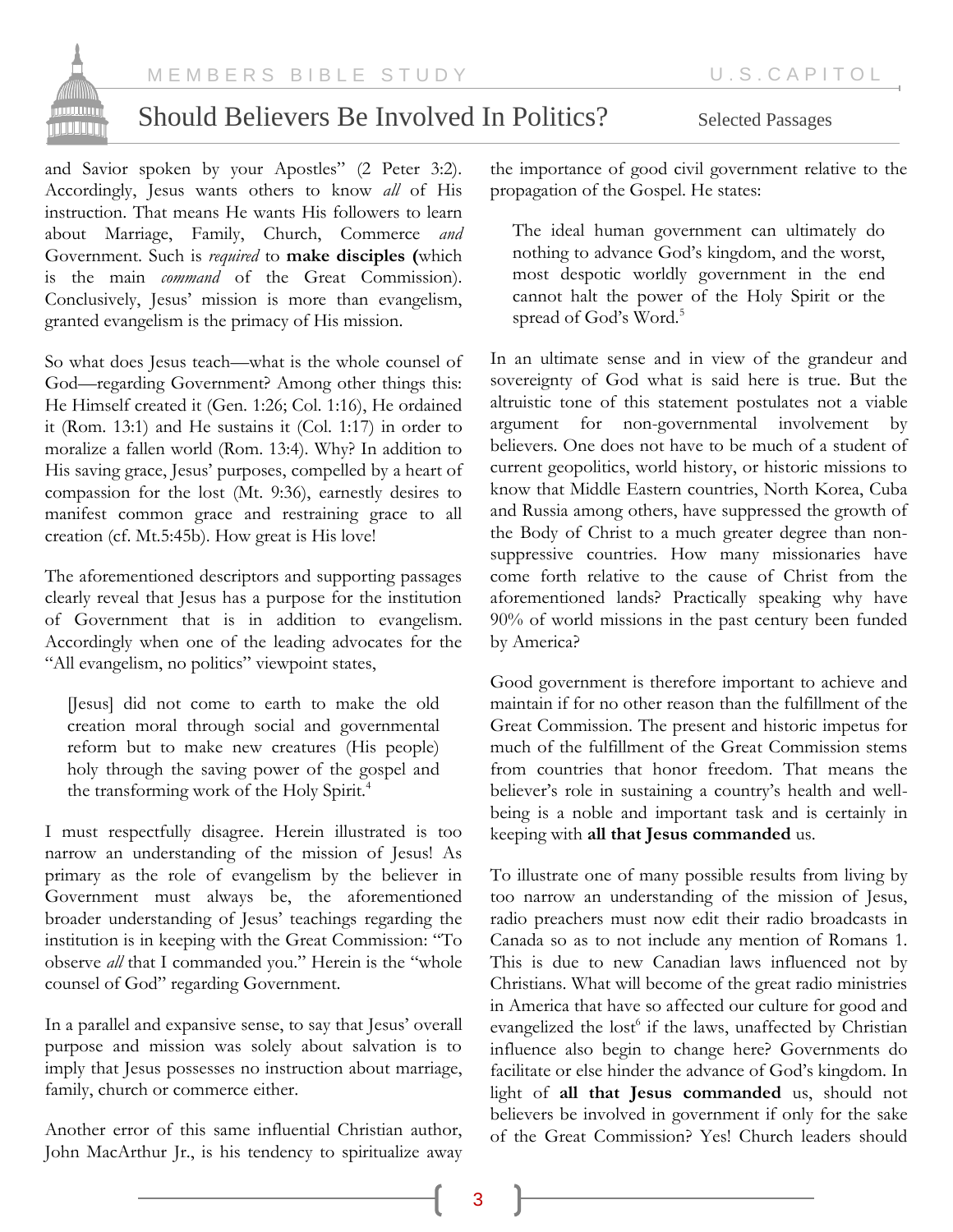and Savior spoken by your Apostles" (2 Peter 3:2). Accordingly, Jesus wants others to know *all* of His instruction. That means He wants His followers to learn about Marriage, Family, Church, Commerce *and* Government. Such is *required* to **make disciples (**which is the main *command* of the Great Commission). Conclusively, Jesus' mission is more than evangelism, granted evangelism is the primacy of His mission.

So what does Jesus teach—what is the whole counsel of God—regarding Government? Among other things this: He Himself created it (Gen. 1:26; Col. 1:16), He ordained it (Rom. 13:1) and He sustains it (Col. 1:17) in order to moralize a fallen world (Rom. 13:4). Why? In addition to His saving grace, Jesus' purposes, compelled by a heart of compassion for the lost (Mt. 9:36), earnestly desires to manifest common grace and restraining grace to all creation (cf. Mt.5:45b). How great is His love!

The aforementioned descriptors and supporting passages clearly reveal that Jesus has a purpose for the institution of Government that is in addition to evangelism. Accordingly when one of the leading advocates for the "All evangelism, no politics" viewpoint states,

> [Jesus] did not come to earth to make the old creation moral through social and governmental reform but to make new creatures (His people) holy through the saving power of the gospel and the transforming work of the Holy Spirit.[4]

I must respectfully disagree. Herein illustrated is too narrow an understanding of the mission of Jesus! As primary as the role of evangelism by the believer in Government must always be, the aforementioned broader understanding of Jesus' teachings regarding the institution is in keeping with the Great Commission: "To observe *all* that I commanded you." Herein is the "whole counsel of God" regarding Government.

In a parallel and expansive sense, to say that Jesus' overall purpose and mission was solely about salvation is to imply that Jesus possesses no instruction about marriage, family, church or commerce either.

Another error of this same influential Christian author, John MacArthur Jr., is his tendency to spiritualize away the importance of good civil government relative to the propagation of the Gospel. He states:

> The ideal human government can ultimately do nothing to advance God's kingdom, and the worst, most despotic worldly government in the end cannot halt the power of the Holy Spirit or the spread of God's Word.[5]

In an ultimate sense and in view of the grandeur and sovereignty of God what is said here is true. But the altruistic tone of this statement postulates not a viable argument for non-governmental involvement by believers. One does not have to be much of a student of current geopolitics, world history, or historic missions to know that Middle Eastern countries, North Korea, Cuba and Russia among others, have suppressed the growth of the Body of Christ to a much greater degree than non-suppressive countries. How many missionaries have come forth relative to the cause of Christ from the aforementioned lands? Practically speaking why have 90% of world missions in the past century been funded by America?

Good government is therefore important to achieve and maintain if for no other reason than the fulfillment of the Great Commission. The present and historic impetus for much of the fulfillment of the Great Commission stems from countries that honor freedom. That means the believer's role in sustaining a country's health and well-being is a noble and important task and is certainly in keeping with **all that Jesus commanded** us.

To illustrate one of many possible results from living by too narrow an understanding of the mission of Jesus, radio preachers must now edit their radio broadcasts in Canada so as to not include any mention of Romans 1. This is due to new Canadian laws influenced not by Christians. What will become of the great radio ministries in America that have so affected our culture for good and evangelized the lost[6] if the laws, unaffected by Christian influence also begin to change here? Governments do facilitate or else hinder the advance of God's kingdom. In light of **all that Jesus commanded** us, should not believers be involved in government if only for the sake of the Great Commission? Yes! Church leaders should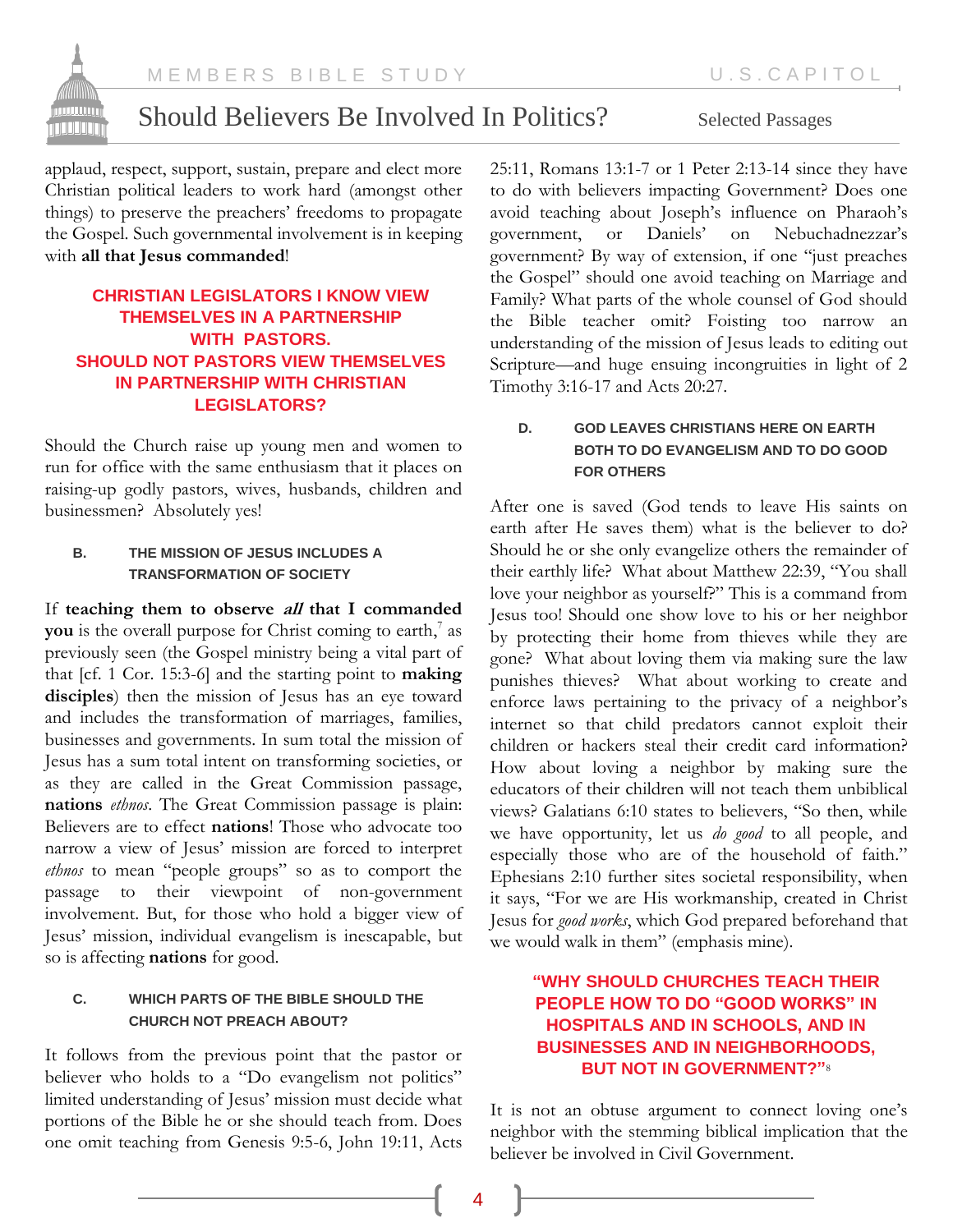applaud, respect, support, sustain, prepare and elect more Christian political leaders to work hard (amongst other things) to preserve the preachers' freedoms to propagate the Gospel. Such governmental involvement is in keeping with **all that Jesus commanded**!

**CHRISTIAN LEGISLATORS I KNOW VIEW THEMSELVES IN A PARTNERSHIP WITH PASTORS. SHOULD NOT PASTORS VIEW THEMSELVES IN PARTNERSHIP WITH CHRISTIAN LEGISLATORS?**

Should the Church raise up young men and women to run for office with the same enthusiasm that it places on raising-up godly pastors, wives, husbands, children and businessmen? Absolutely yes!

### B. THE MISSION OF JESUS INCLUDES A TRANSFORMATION OF SOCIETY

If **teaching them to observe *all* that I commanded you** is the overall purpose for Christ coming to earth,[7] as previously seen (the Gospel ministry being a vital part of that [cf. 1 Cor. 15:3-6] and the starting point to **making disciples**) then the mission of Jesus has an eye toward and includes the transformation of marriages, families, businesses and governments. In sum total the mission of Jesus has a sum total intent on transforming societies, or as they are called in the Great Commission passage, **nations** *ethnos*. The Great Commission passage is plain: Believers are to effect **nations**! Those who advocate too narrow a view of Jesus' mission are forced to interpret *ethnos* to mean "people groups" so as to comport the passage to their viewpoint of non-government involvement. But, for those who hold a bigger view of Jesus' mission, individual evangelism is inescapable, but so is affecting **nations** for good.

### C. WHICH PARTS OF THE BIBLE SHOULD THE CHURCH NOT PREACH ABOUT?

It follows from the previous point that the pastor or believer who holds to a "Do evangelism not politics" limited understanding of Jesus' mission must decide what portions of the Bible he or she should teach from. Does one omit teaching from Genesis 9:5-6, John 19:11, Acts 25:11, Romans 13:1-7 or 1 Peter 2:13-14 since they have to do with believers impacting Government? Does one avoid teaching about Joseph's influence on Pharaoh's government, or Daniels' on Nebuchadnezzar's government? By way of extension, if one "just preaches the Gospel" should one avoid teaching on Marriage and Family? What parts of the whole counsel of God should the Bible teacher omit? Foisting too narrow an understanding of the mission of Jesus leads to editing out Scripture—and huge ensuing incongruities in light of 2 Timothy 3:16-17 and Acts 20:27.

### D. GOD LEAVES CHRISTIANS HERE ON EARTH BOTH TO DO EVANGELISM AND TO DO GOOD FOR OTHERS

After one is saved (God tends to leave His saints on earth after He saves them) what is the believer to do? Should he or she only evangelize others the remainder of their earthly life? What about Matthew 22:39, "You shall love your neighbor as yourself?" This is a command from Jesus too! Should one show love to his or her neighbor by protecting their home from thieves while they are gone? What about loving them via making sure the law punishes thieves? What about working to create and enforce laws pertaining to the privacy of a neighbor's internet so that child predators cannot exploit their children or hackers steal their credit card information? How about loving a neighbor by making sure the educators of their children will not teach them unbiblical views? Galatians 6:10 states to believers, "So then, while we have opportunity, let us *do good* to all people, and especially those who are of the household of faith." Ephesians 2:10 further sites societal responsibility, when it says, "For we are His workmanship, created in Christ Jesus for *good works*, which God prepared beforehand that we would walk in them" (emphasis mine).

**"WHY SHOULD CHURCHES TEACH THEIR PEOPLE HOW TO DO "GOOD WORKS" IN HOSPITALS AND IN SCHOOLS, AND IN BUSINESSES AND IN NEIGHBORHOODS, BUT NOT IN GOVERNMENT?"**[8]

It is not an obtuse argument to connect loving one's neighbor with the stemming biblical implication that the believer be involved in Civil Government.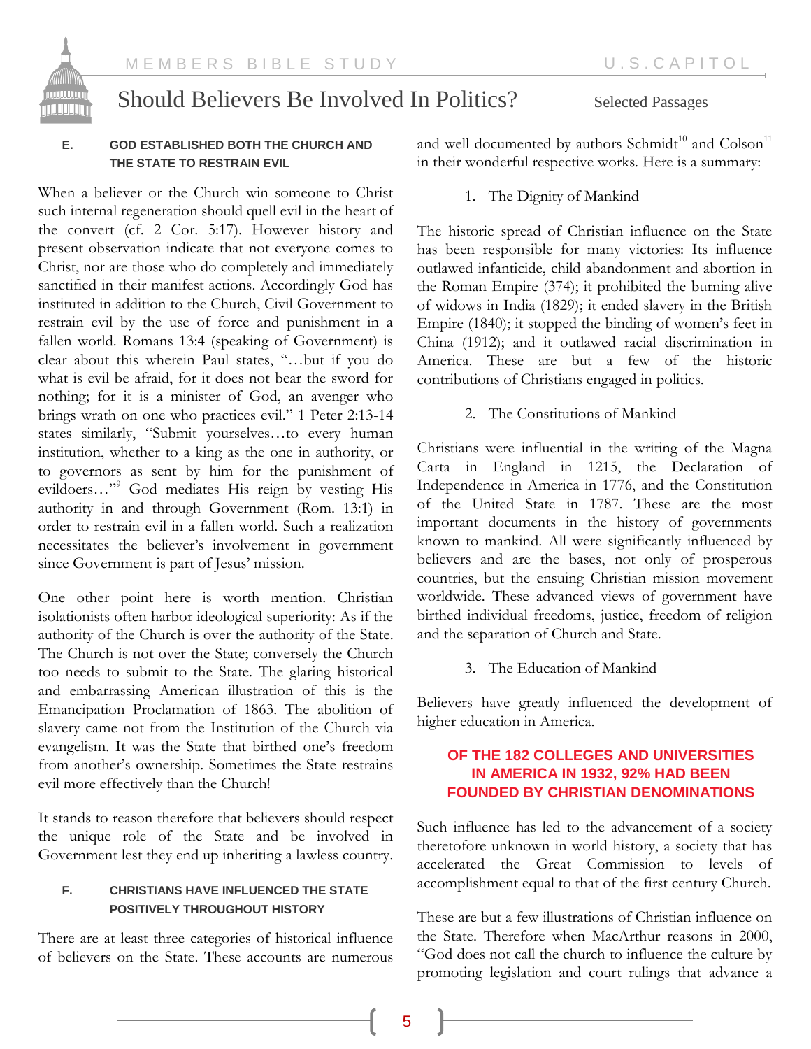### E. GOD ESTABLISHED BOTH THE CHURCH AND THE STATE TO RESTRAIN EVIL

When a believer or the Church win someone to Christ such internal regeneration should quell evil in the heart of the convert (cf. 2 Cor. 5:17). However history and present observation indicate that not everyone comes to Christ, nor are those who do completely and immediately sanctified in their manifest actions. Accordingly God has instituted in addition to the Church, Civil Government to restrain evil by the use of force and punishment in a fallen world. Romans 13:4 (speaking of Government) is clear about this wherein Paul states, "…but if you do what is evil be afraid, for it does not bear the sword for nothing; for it is a minister of God, an avenger who brings wrath on one who practices evil." 1 Peter 2:13-14 states similarly, "Submit yourselves…to every human institution, whether to a king as the one in authority, or to governors as sent by him for the punishment of evildoers…"[9] God mediates His reign by vesting His authority in and through Government (Rom. 13:1) in order to restrain evil in a fallen world. Such a realization necessitates the believer's involvement in government since Government is part of Jesus' mission.

One other point here is worth mention. Christian isolationists often harbor ideological superiority: As if the authority of the Church is over the authority of the State. The Church is not over the State; conversely the Church too needs to submit to the State. The glaring historical and embarrassing American illustration of this is the Emancipation Proclamation of 1863. The abolition of slavery came not from the Institution of the Church via evangelism. It was the State that birthed one's freedom from another's ownership. Sometimes the State restrains evil more effectively than the Church!

It stands to reason therefore that believers should respect the unique role of the State and be involved in Government lest they end up inheriting a lawless country.

### F. CHRISTIANS HAVE INFLUENCED THE STATE POSITIVELY THROUGHOUT HISTORY

There are at least three categories of historical influence of believers on the State. These accounts are numerous and well documented by authors Schmidt[10] and Colson[11] in their wonderful respective works. Here is a summary:

1. The Dignity of Mankind

The historic spread of Christian influence on the State has been responsible for many victories: Its influence outlawed infanticide, child abandonment and abortion in the Roman Empire (374); it prohibited the burning alive of widows in India (1829); it ended slavery in the British Empire (1840); it stopped the binding of women's feet in China (1912); and it outlawed racial discrimination in America. These are but a few of the historic contributions of Christians engaged in politics.

2. The Constitutions of Mankind

Christians were influential in the writing of the Magna Carta in England in 1215, the Declaration of Independence in America in 1776, and the Constitution of the United State in 1787. These are the most important documents in the history of governments known to mankind. All were significantly influenced by believers and are the bases, not only of prosperous countries, but the ensuing Christian mission movement worldwide. These advanced views of government have birthed individual freedoms, justice, freedom of religion and the separation of Church and State.

3. The Education of Mankind

Believers have greatly influenced the development of higher education in America.

**OF THE 182 COLLEGES AND UNIVERSITIES IN AMERICA IN 1932, 92% HAD BEEN FOUNDED BY CHRISTIAN DENOMINATIONS**

Such influence has led to the advancement of a society theretofore unknown in world history, a society that has accelerated the Great Commission to levels of accomplishment equal to that of the first century Church.

These are but a few illustrations of Christian influence on the State. Therefore when MacArthur reasons in 2000, "God does not call the church to influence the culture by promoting legislation and court rulings that advance a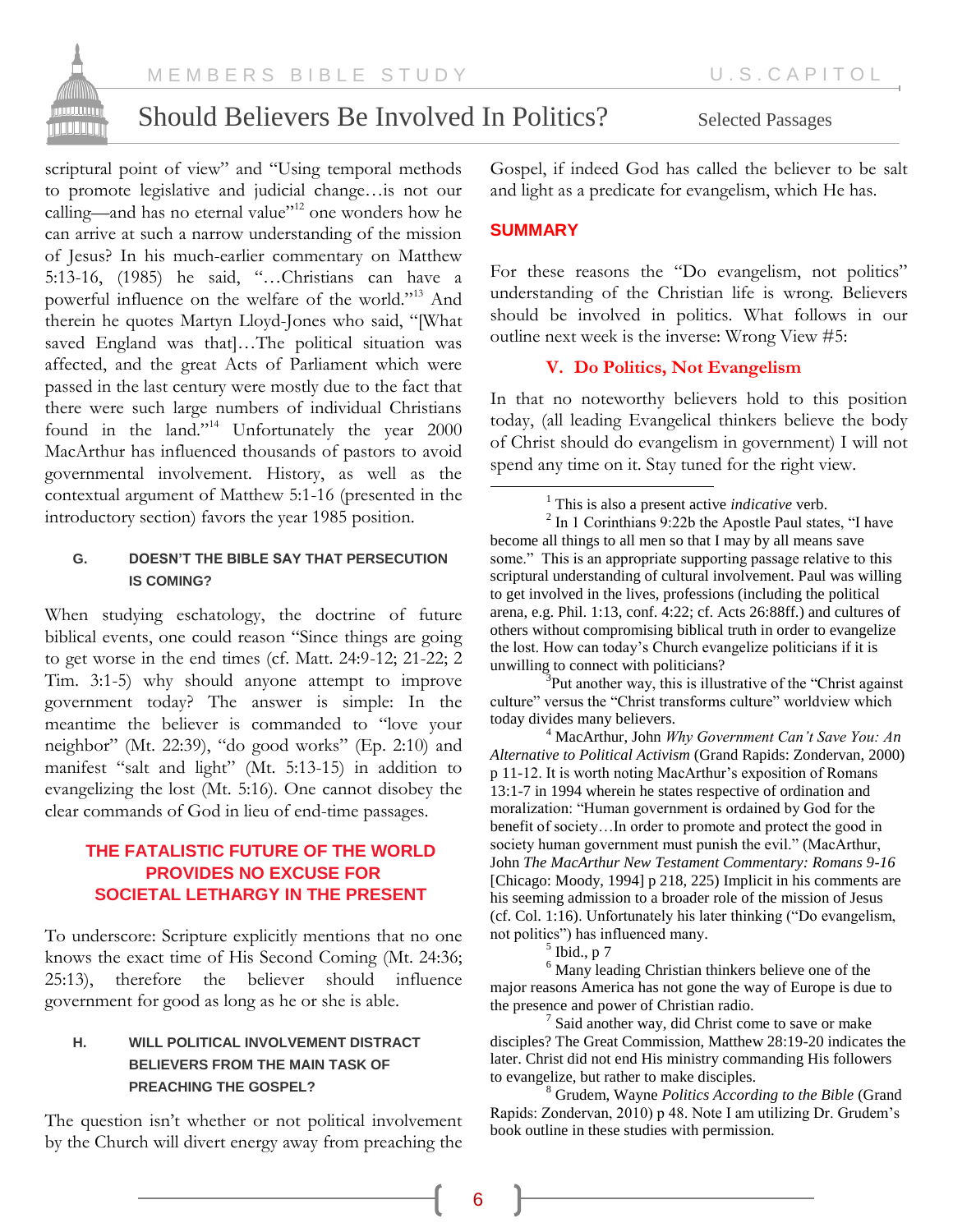scriptural point of view" and "Using temporal methods to promote legislative and judicial change…is not our calling—and has no eternal value"[12] one wonders how he can arrive at such a narrow understanding of the mission of Jesus? In his much-earlier commentary on Matthew 5:13-16, (1985) he said, "…Christians can have a powerful influence on the welfare of the world."[13] And therein he quotes Martyn Lloyd-Jones who said, "[What saved England was that]…The political situation was affected, and the great Acts of Parliament which were passed in the last century were mostly due to the fact that there were such large numbers of individual Christians found in the land."[14] Unfortunately the year 2000 MacArthur has influenced thousands of pastors to avoid governmental involvement. History, as well as the contextual argument of Matthew 5:1-16 (presented in the introductory section) favors the year 1985 position.

#### G. DOESN'T THE BIBLE SAY THAT PERSECUTION IS COMING?

When studying eschatology, the doctrine of future biblical events, one could reason "Since things are going to get worse in the end times (cf. Matt. 24:9-12; 21-22; 2 Tim. 3:1-5) why should anyone attempt to improve government today? The answer is simple: In the meantime the believer is commanded to "love your neighbor" (Mt. 22:39), "do good works" (Ep. 2:10) and manifest "salt and light" (Mt. 5:13-15) in addition to evangelizing the lost (Mt. 5:16). One cannot disobey the clear commands of God in lieu of end-time passages.

### THE FATALISTIC FUTURE OF THE WORLD PROVIDES NO EXCUSE FOR SOCIETAL LETHARGY IN THE PRESENT

To underscore: Scripture explicitly mentions that no one knows the exact time of His Second Coming (Mt. 24:36; 25:13), therefore the believer should influence government for good as long as he or she is able.

#### H. WILL POLITICAL INVOLVEMENT DISTRACT BELIEVERS FROM THE MAIN TASK OF PREACHING THE GOSPEL?

The question isn't whether or not political involvement by the Church will divert energy away from preaching the Gospel, if indeed God has called the believer to be salt and light as a predicate for evangelism, which He has.

## SUMMARY

For these reasons the "Do evangelism, not politics" understanding of the Christian life is wrong. Believers should be involved in politics. What follows in our outline next week is the inverse: Wrong View #5:

### V. Do Politics, Not Evangelism

In that no noteworthy believers hold to this position today, (all leading Evangelical thinkers believe the body of Christ should do evangelism in government) I will not spend any time on it. Stay tuned for the right view.

---

[1] This is also a present active *indicative* verb.

[2] In 1 Corinthians 9:22b the Apostle Paul states, "I have become all things to all men so that I may by all means save some." This is an appropriate supporting passage relative to this scriptural understanding of cultural involvement. Paul was willing to get involved in the lives, professions (including the political arena, e.g. Phil. 1:13, conf. 4:22; cf. Acts 26:88ff.) and cultures of others without compromising biblical truth in order to evangelize the lost. How can today's Church evangelize politicians if it is unwilling to connect with politicians?

[3] Put another way, this is illustrative of the "Christ against culture" versus the "Christ transforms culture" worldview which today divides many believers.

[4] MacArthur, John *Why Government Can't Save You: An Alternative to Political Activism* (Grand Rapids: Zondervan, 2000) p 11-12. It is worth noting MacArthur's exposition of Romans 13:1-7 in 1994 wherein he states respective of ordination and moralization: "Human government is ordained by God for the benefit of society…In order to promote and protect the good in society human government must punish the evil." (MacArthur, John *The MacArthur New Testament Commentary: Romans 9-16* [Chicago: Moody, 1994] p 218, 225) Implicit in his comments are his seeming admission to a broader role of the mission of Jesus (cf. Col. 1:16). Unfortunately his later thinking ("Do evangelism, not politics") has influenced many.

[5] Ibid., p 7

[6] Many leading Christian thinkers believe one of the major reasons America has not gone the way of Europe is due to the presence and power of Christian radio.

[7] Said another way, did Christ come to save or make disciples? The Great Commission, Matthew 28:19-20 indicates the later. Christ did not end His ministry commanding His followers to evangelize, but rather to make disciples.

[8] Grudem, Wayne *Politics According to the Bible* (Grand Rapids: Zondervan, 2010) p 48. Note I am utilizing Dr. Grudem's book outline in these studies with permission.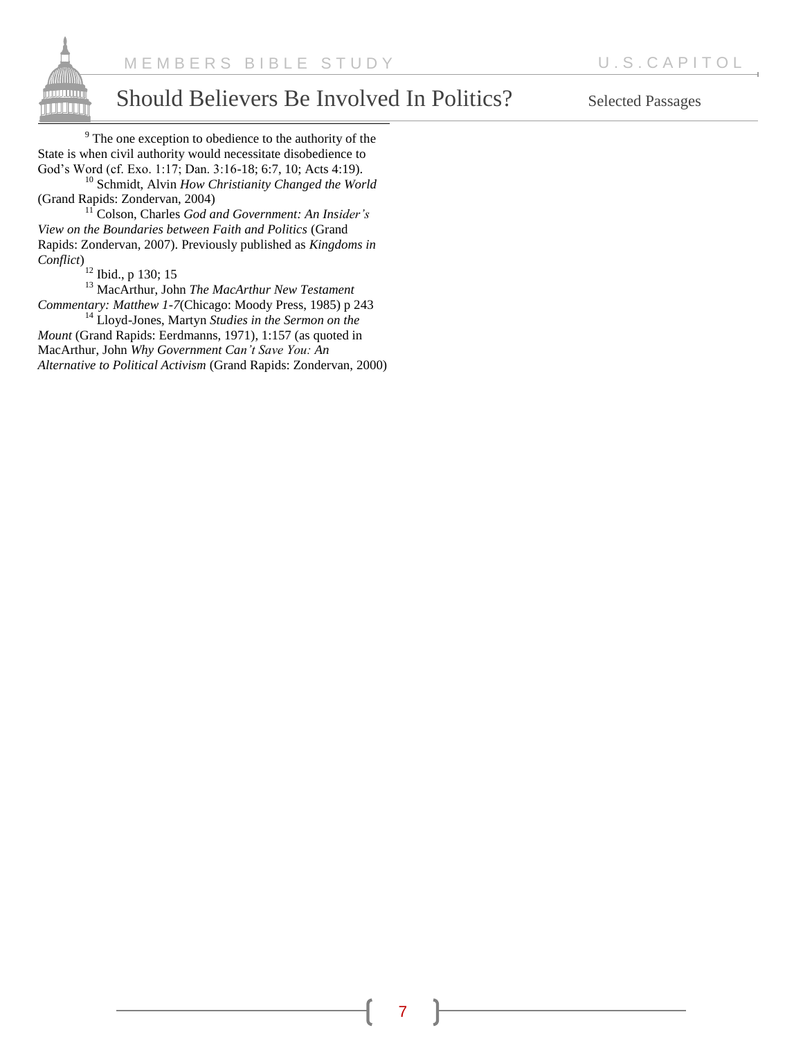[9] The one exception to obedience to the authority of the State is when civil authority would necessitate disobedience to God's Word (cf. Exo. 1:17; Dan. 3:16-18; 6:7, 10; Acts 4:19).

[10] Schmidt, Alvin *How Christianity Changed the World* (Grand Rapids: Zondervan, 2004)

[11] Colson, Charles *God and Government: An Insider's View on the Boundaries between Faith and Politics* (Grand Rapids: Zondervan, 2007). Previously published as *Kingdoms in Conflict*)

[12] Ibid., p 130; 15

[13] MacArthur, John *The MacArthur New Testament Commentary: Matthew 1-7*(Chicago: Moody Press, 1985) p 243

[14] Lloyd-Jones, Martyn *Studies in the Sermon on the Mount* (Grand Rapids: Eerdmanns, 1971), 1:157 (as quoted in MacArthur, John *Why Government Can't Save You: An Alternative to Political Activism* (Grand Rapids: Zondervan, 2000)